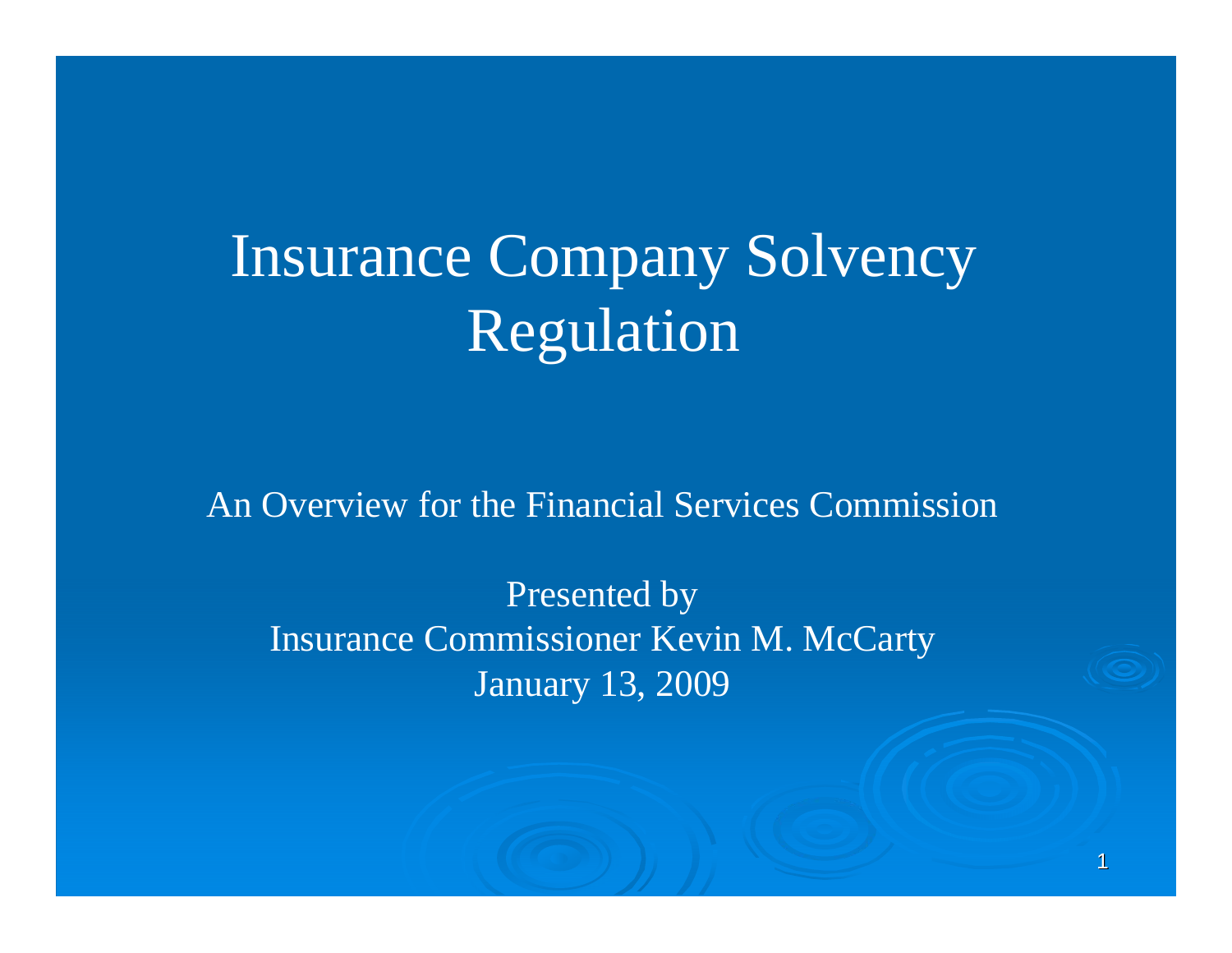# Insurance Company Solvency Regulation

An Overview for the Financial Services Commission

Presented by
Insurance Commissioner Kevin M. McCarty
January 13, 2009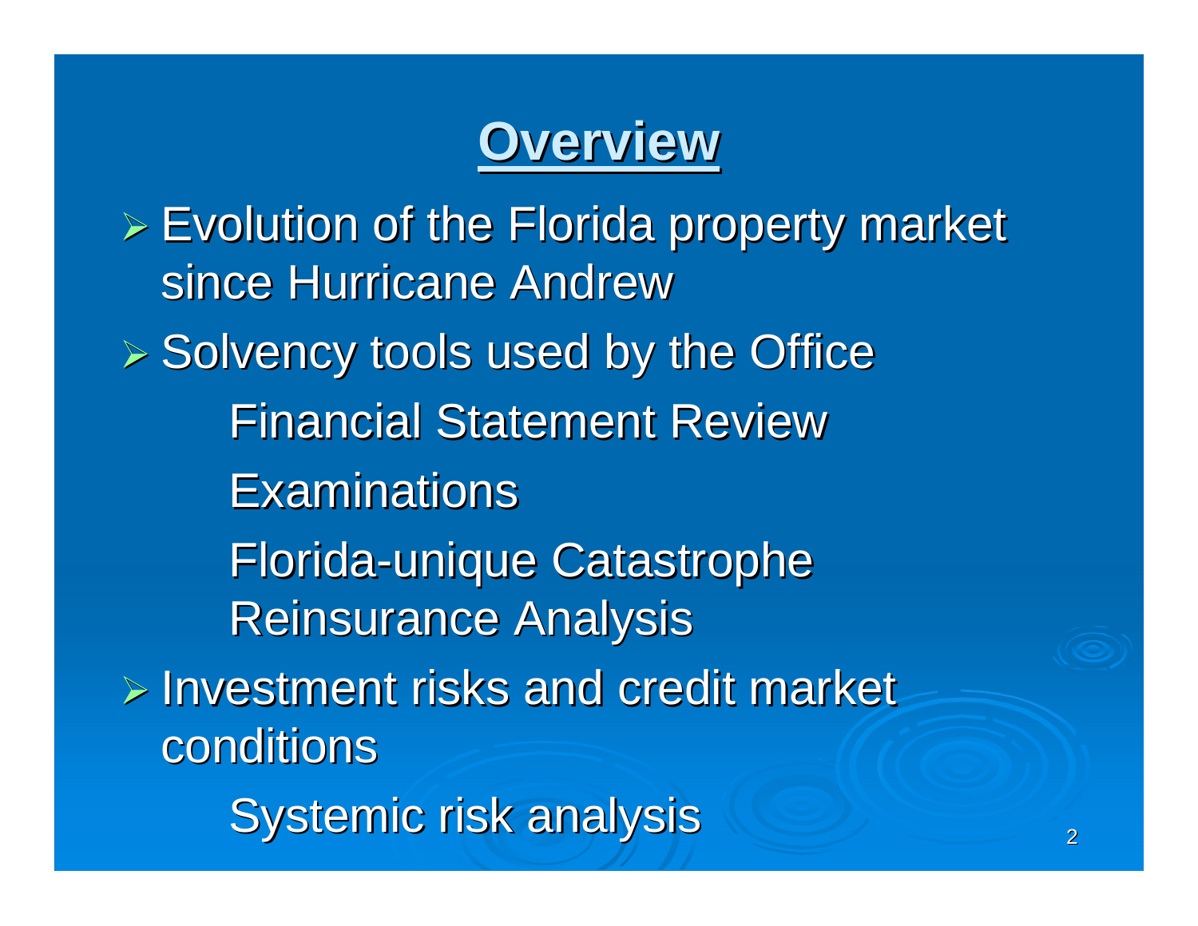# Overview

- Evolution of the Florida property market since Hurricane Andrew
- Solvency tools used by the Office
  - Financial Statement Review
  - Examinations
  - Florida-unique Catastrophe Reinsurance Analysis
- Investment risks and credit market conditions
  - Systemic risk analysis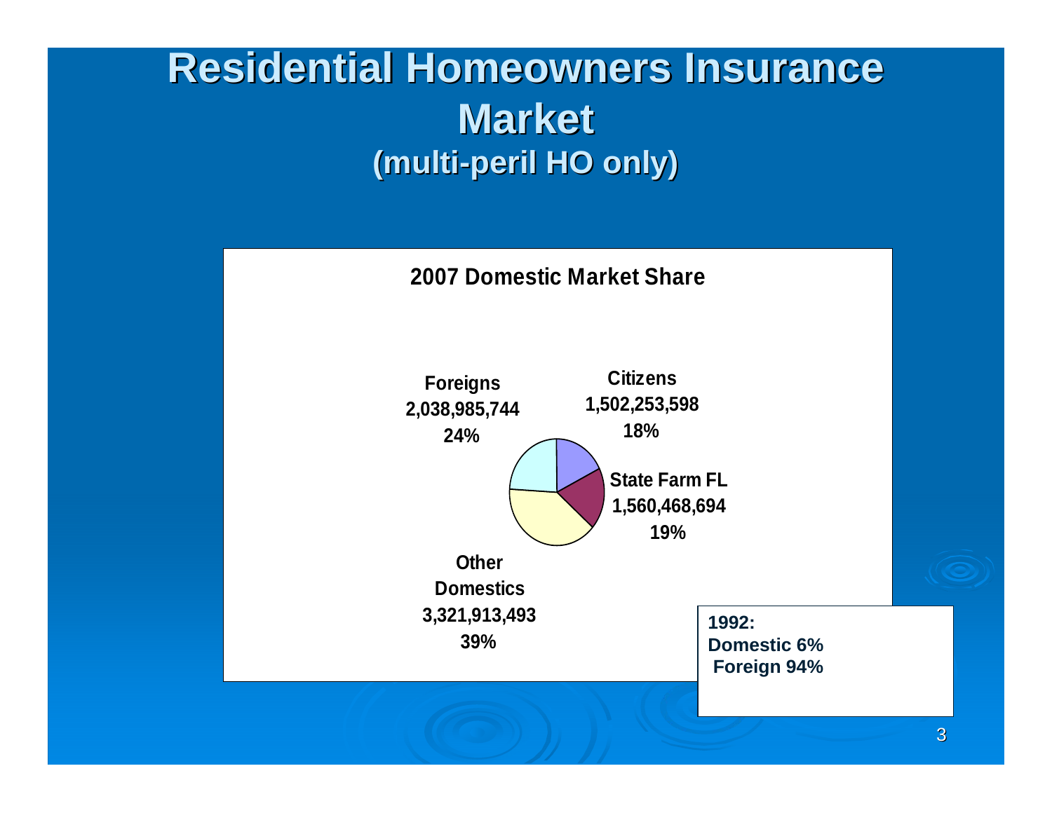# Residential Homeowners Insurance Market
## (multi-peril HO only)

**2007 Domestic Market Share**

| Segment | Premium | Share |
|---|---|---|
| Foreigns | 2,038,985,744 | 24% |
| Citizens | 1,502,253,598 | 18% |
| State Farm FL | 1,560,468,694 | 19% |
| Other Domestics | 3,321,913,493 | 39% |

**1992:**
**Domestic 6%**
**Foreign 94%**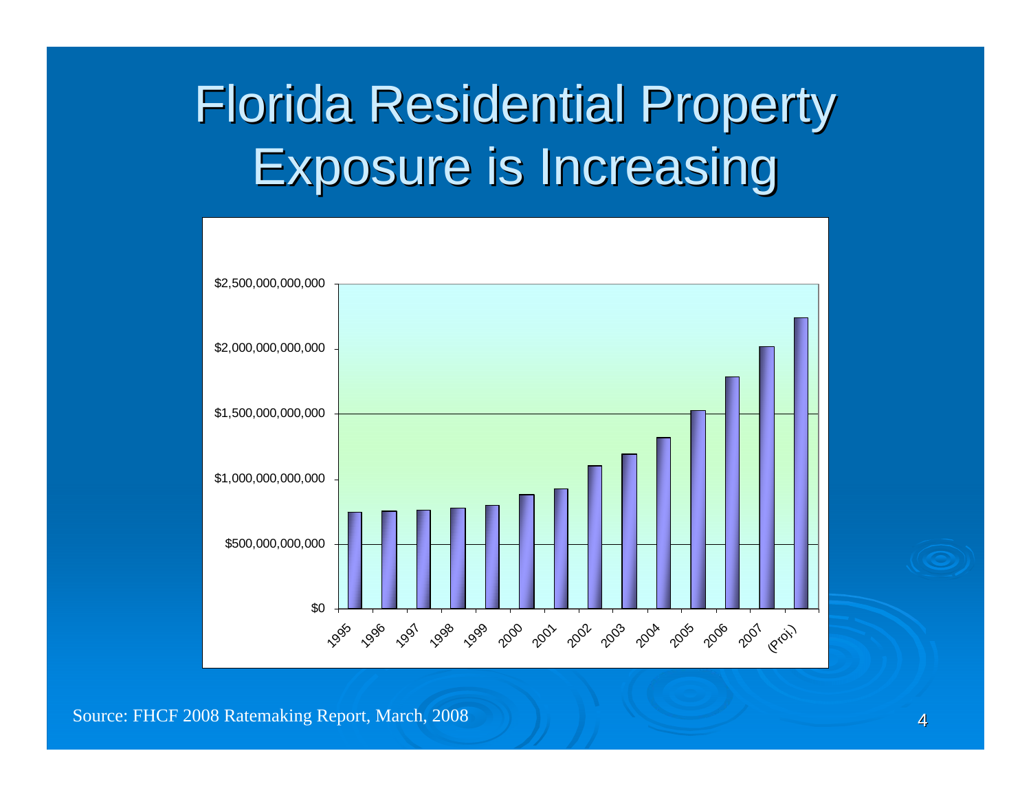# Florida Residential Property Exposure is Increasing

| Year | Exposure |
|---|---|
| 1995 | ~$745,000,000,000 |
| 1996 | ~$755,000,000,000 |
| 1997 | ~$760,000,000,000 |
| 1998 | ~$775,000,000,000 |
| 1999 | ~$795,000,000,000 |
| 2000 | ~$880,000,000,000 |
| 2001 | ~$925,000,000,000 |
| 2002 | ~$1,100,000,000,000 |
| 2003 | ~$1,190,000,000,000 |
| 2004 | ~$1,320,000,000,000 |
| 2005 | ~$1,525,000,000,000 |
| 2006 | ~$1,785,000,000,000 |
| 2007 | ~$2,015,000,000,000 |
| (Proj.) | ~$2,240,000,000,000 |

Source: FHCF 2008 Ratemaking Report, March, 2008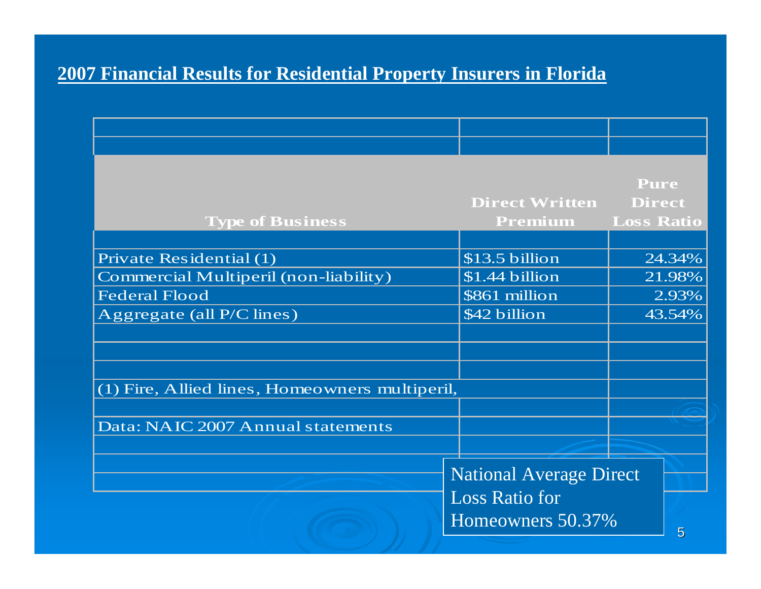## 2007 Financial Results for Residential Property Insurers in Florida

| Type of Business | Direct Written Premium | Pure Direct Loss Ratio |
|---|---|---|
| Private Residential (1) | $13.5 billion | 24.34% |
| Commercial Multiperil (non-liability) | $1.44 billion | 21.98% |
| Federal Flood | $861 million | 2.93% |
| Aggregate (all P/C lines) | $42 billion | 43.54% |

(1) Fire, Allied lines, Homeowners multiperil,

Data: NAIC 2007 Annual statements

National Average Direct Loss Ratio for Homeowners 50.37%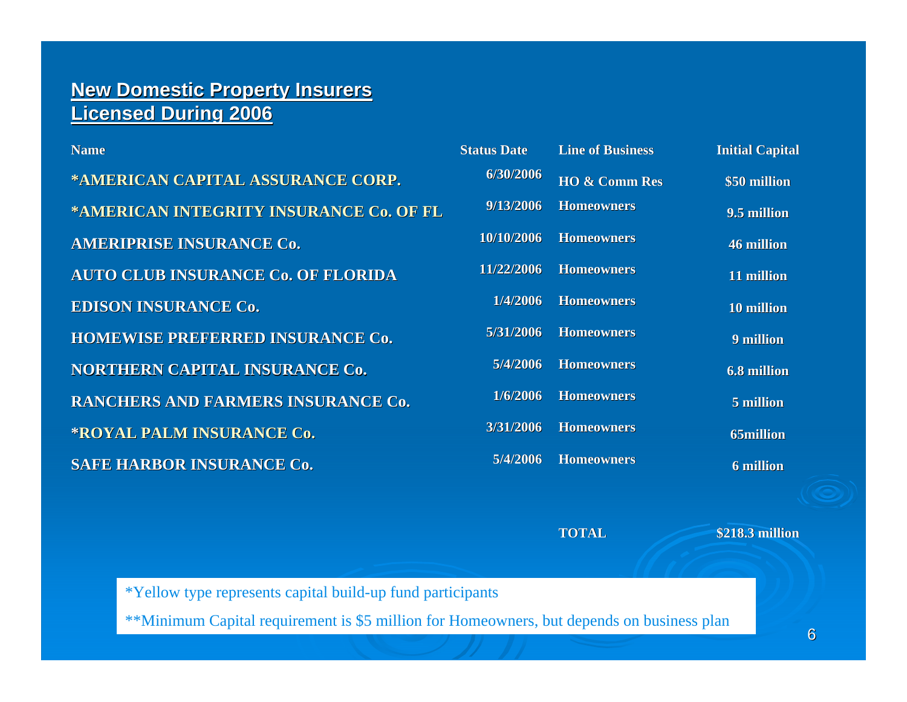## New Domestic Property Insurers Licensed During 2006

| Name | Status Date | Line of Business | Initial Capital |
|---|---|---|---|
| *AMERICAN CAPITAL ASSURANCE CORP. | 6/30/2006 | HO & Comm Res | $50 million |
| *AMERICAN INTEGRITY INSURANCE Co. OF FL | 9/13/2006 | Homeowners | 9.5 million |
| AMERIPRISE INSURANCE Co. | 10/10/2006 | Homeowners | 46 million |
| AUTO CLUB INSURANCE Co. OF FLORIDA | 11/22/2006 | Homeowners | 11 million |
| EDISON INSURANCE Co. | 1/4/2006 | Homeowners | 10 million |
| HOMEWISE PREFERRED INSURANCE Co. | 5/31/2006 | Homeowners | 9 million |
| NORTHERN CAPITAL INSURANCE Co. | 5/4/2006 | Homeowners | 6.8 million |
| RANCHERS AND FARMERS INSURANCE Co. | 1/6/2006 | Homeowners | 5 million |
| *ROYAL PALM INSURANCE Co. | 3/31/2006 | Homeowners | 65million |
| SAFE HARBOR INSURANCE Co. | 5/4/2006 | Homeowners | 6 million |
| | | TOTAL | $218.3 million |

*Yellow type represents capital build-up fund participants

**Minimum Capital requirement is $5 million for Homeowners, but depends on business plan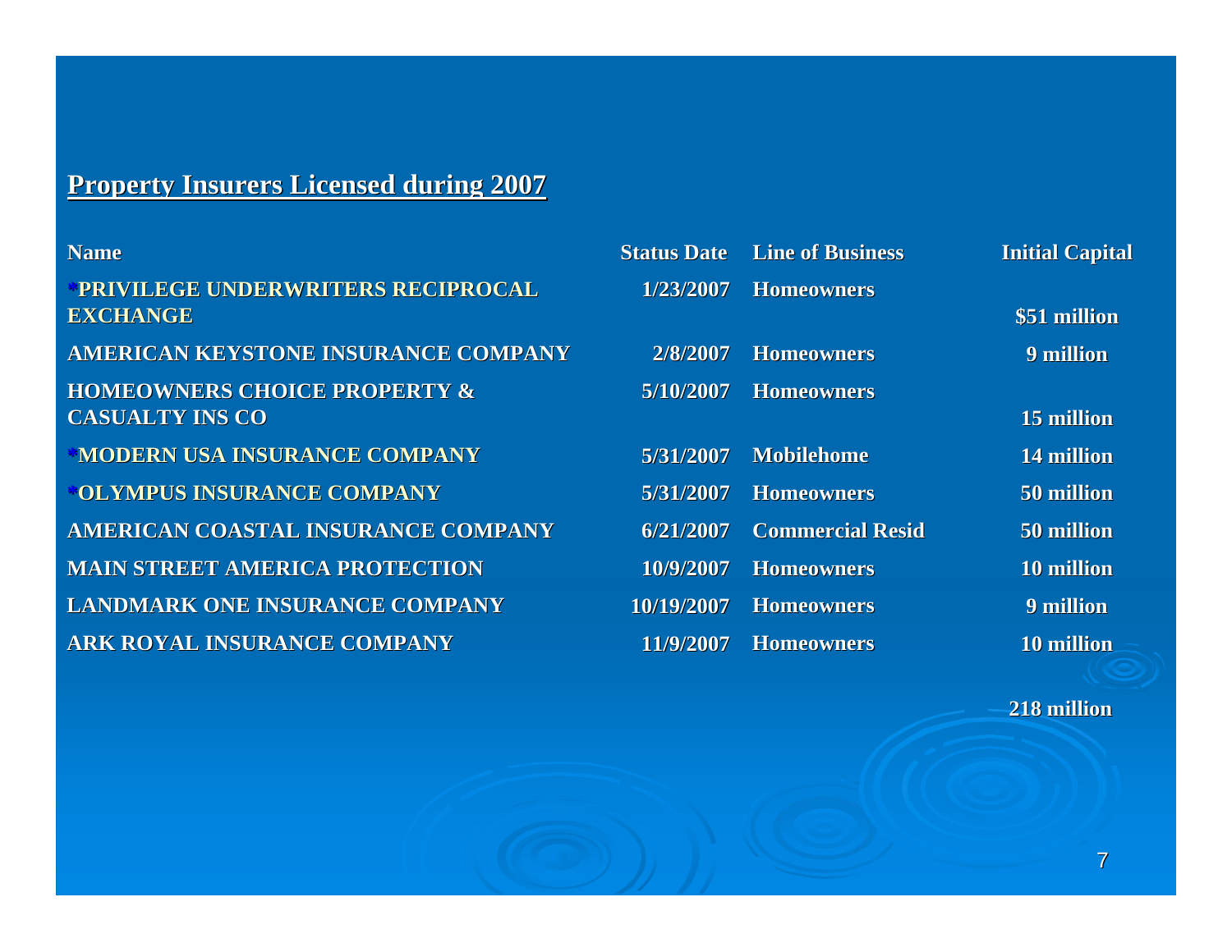## Property Insurers Licensed during 2007

| Name | Status Date | Line of Business | Initial Capital |
|---|---|---|---|
| *PRIVILEGE UNDERWRITERS RECIPROCAL EXCHANGE | 1/23/2007 | Homeowners | $51 million |
| AMERICAN KEYSTONE INSURANCE COMPANY | 2/8/2007 | Homeowners | 9 million |
| HOMEOWNERS CHOICE PROPERTY & CASUALTY INS CO | 5/10/2007 | Homeowners | 15 million |
| *MODERN USA INSURANCE COMPANY | 5/31/2007 | Mobilehome | 14 million |
| *OLYMPUS INSURANCE COMPANY | 5/31/2007 | Homeowners | 50 million |
| AMERICAN COASTAL INSURANCE COMPANY | 6/21/2007 | Commercial Resid | 50 million |
| MAIN STREET AMERICA PROTECTION | 10/9/2007 | Homeowners | 10 million |
| LANDMARK ONE INSURANCE COMPANY | 10/19/2007 | Homeowners | 9 million |
| ARK ROYAL INSURANCE COMPANY | 11/9/2007 | Homeowners | 10 million |
| | | | 218 million |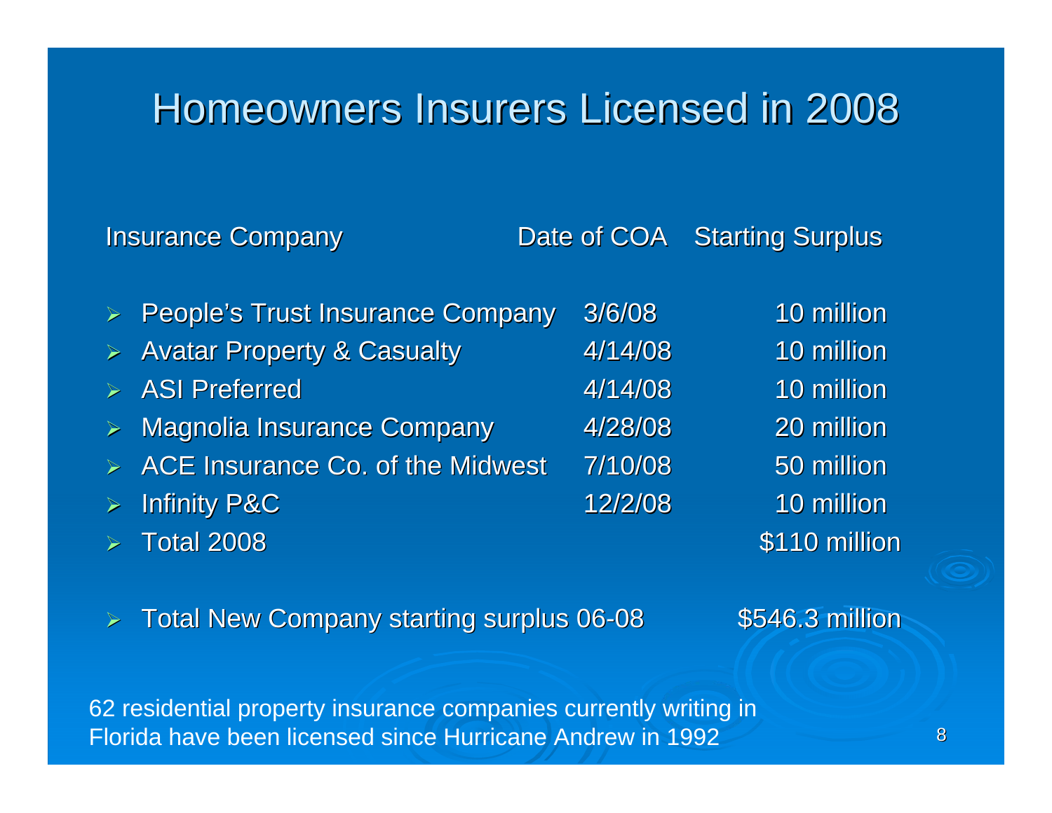# Homeowners Insurers Licensed in 2008

| Insurance Company | Date of COA | Starting Surplus |
|---|---|---|
| People's Trust Insurance Company | 3/6/08 | 10 million |
| Avatar Property & Casualty | 4/14/08 | 10 million |
| ASI Preferred | 4/14/08 | 10 million |
| Magnolia Insurance Company | 4/28/08 | 20 million |
| ACE Insurance Co. of the Midwest | 7/10/08 | 50 million |
| Infinity P&C | 12/2/08 | 10 million |
| Total 2008 | | $110 million |

- Total New Company starting surplus 06-08 — $546.3 million

62 residential property insurance companies currently writing in Florida have been licensed since Hurricane Andrew in 1992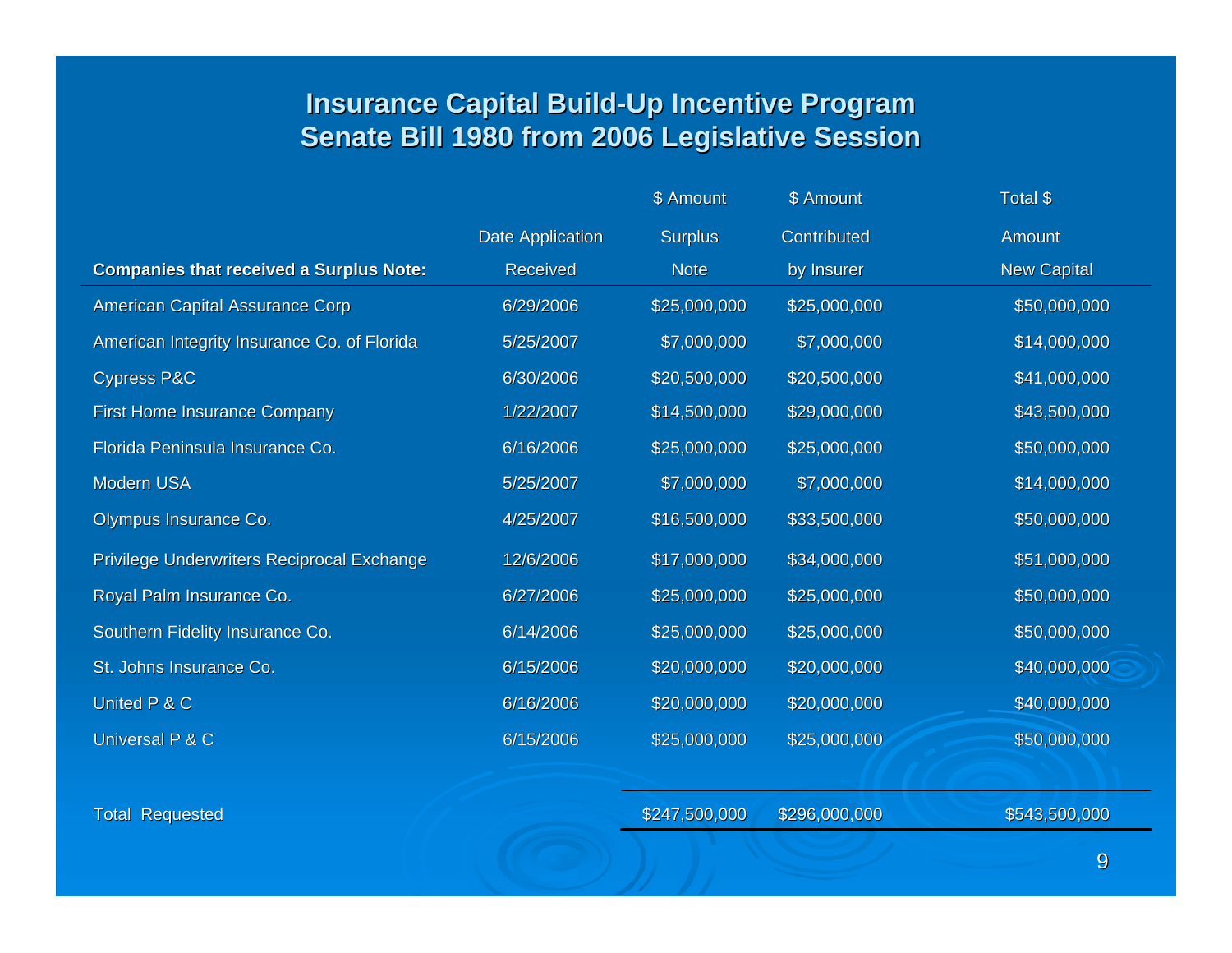# Insurance Capital Build-Up Incentive Program
## Senate Bill 1980 from 2006 Legislative Session

| Companies that received a Surplus Note: | Date Application Received | $ Amount Surplus Note | $ Amount Contributed by Insurer | Total $ Amount New Capital |
|---|---|---|---|---|
| American Capital Assurance Corp | 6/29/2006 | $25,000,000 | $25,000,000 | $50,000,000 |
| American Integrity Insurance Co. of Florida | 5/25/2007 | $7,000,000 | $7,000,000 | $14,000,000 |
| Cypress P&C | 6/30/2006 | $20,500,000 | $20,500,000 | $41,000,000 |
| First Home Insurance Company | 1/22/2007 | $14,500,000 | $29,000,000 | $43,500,000 |
| Florida Peninsula Insurance Co. | 6/16/2006 | $25,000,000 | $25,000,000 | $50,000,000 |
| Modern USA | 5/25/2007 | $7,000,000 | $7,000,000 | $14,000,000 |
| Olympus Insurance Co. | 4/25/2007 | $16,500,000 | $33,500,000 | $50,000,000 |
| Privilege Underwriters Reciprocal Exchange | 12/6/2006 | $17,000,000 | $34,000,000 | $51,000,000 |
| Royal Palm Insurance Co. | 6/27/2006 | $25,000,000 | $25,000,000 | $50,000,000 |
| Southern Fidelity Insurance Co. | 6/14/2006 | $25,000,000 | $25,000,000 | $50,000,000 |
| St. Johns Insurance Co. | 6/15/2006 | $20,000,000 | $20,000,000 | $40,000,000 |
| United P & C | 6/16/2006 | $20,000,000 | $20,000,000 | $40,000,000 |
| Universal P & C | 6/15/2006 | $25,000,000 | $25,000,000 | $50,000,000 |
| Total Requested | | $247,500,000 | $296,000,000 | $543,500,000 |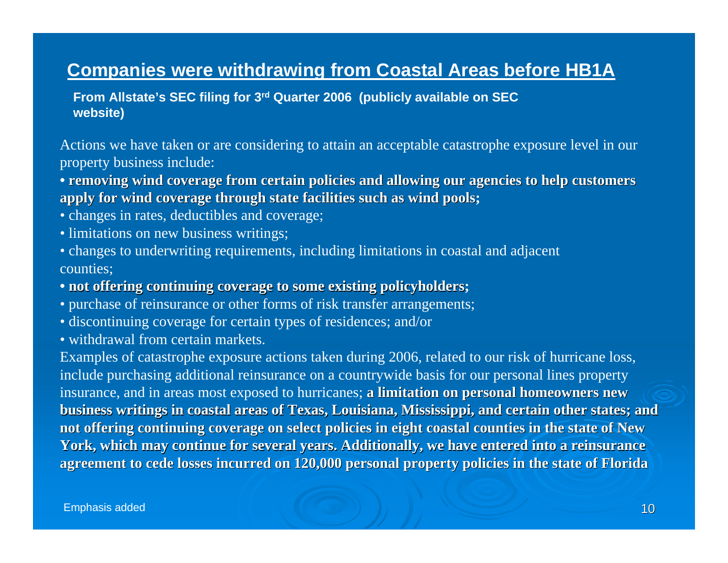## Companies were withdrawing from Coastal Areas before HB1A

**From Allstate's SEC filing for 3rd Quarter 2006 (publicly available on SEC website)**

Actions we have taken or are considering to attain an acceptable catastrophe exposure level in our property business include:

- **removing wind coverage from certain policies and allowing our agencies to help customers apply for wind coverage through state facilities such as wind pools;**
- changes in rates, deductibles and coverage;
- limitations on new business writings;
- changes to underwriting requirements, including limitations in coastal and adjacent counties;
- **not offering continuing coverage to some existing policyholders;**
- purchase of reinsurance or other forms of risk transfer arrangements;
- discontinuing coverage for certain types of residences; and/or
- withdrawal from certain markets.

Examples of catastrophe exposure actions taken during 2006, related to our risk of hurricane loss, include purchasing additional reinsurance on a countrywide basis for our personal lines property insurance, and in areas most exposed to hurricanes; **a limitation on personal homeowners new business writings in coastal areas of Texas, Louisiana, Mississippi, and certain other states; and not offering continuing coverage on select policies in eight coastal counties in the state of New York, which may continue for several years. Additionally, we have entered into a reinsurance agreement to cede losses incurred on 120,000 personal property policies in the state of Florida**

Emphasis added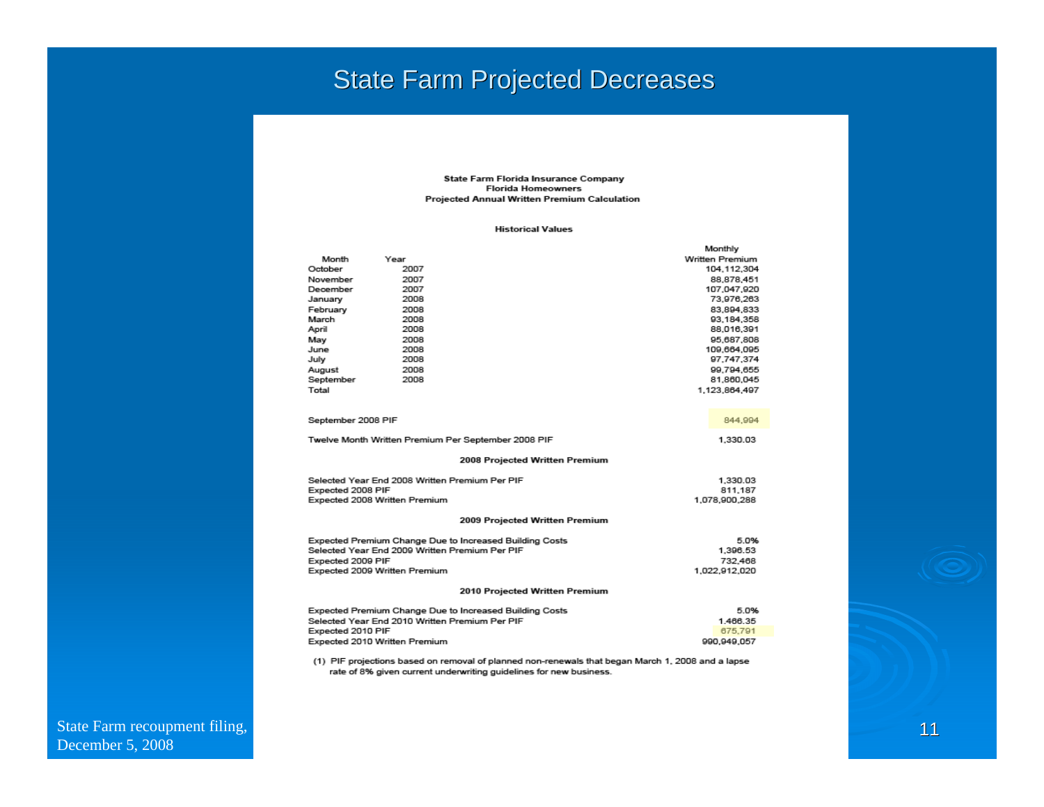# State Farm Projected Decreases

**State Farm Florida Insurance Company**
**Florida Homeowners**
**Projected Annual Written Premium Calculation**

**Historical Values**

| Month | Year | Monthly Written Premium |
|---|---|---|
| October | 2007 | 104,112,304 |
| November | 2007 | 88,878,451 |
| December | 2007 | 107,047,920 |
| January | 2008 | 73,976,263 |
| February | 2008 | 83,894,833 |
| March | 2008 | 93,184,358 |
| April | 2008 | 88,016,391 |
| May | 2008 | 95,687,808 |
| June | 2008 | 109,664,095 |
| July | 2008 | 97,747,374 |
| August | 2008 | 99,794,655 |
| September | 2008 | 81,860,045 |
| Total | | 1,123,864,497 |

| | |
|---|---|
| September 2008 PIF | 844,994 |
| Twelve Month Written Premium Per September 2008 PIF | 1,330.03 |

**2008 Projected Written Premium**

| | |
|---|---|
| Selected Year End 2008 Written Premium Per PIF | 1,330.03 |
| Expected 2008 PIF | 811,187 |
| Expected 2008 Written Premium | 1,078,900,288 |

**2009 Projected Written Premium**

| | |
|---|---|
| Expected Premium Change Due to Increased Building Costs | 5.0% |
| Selected Year End 2009 Written Premium Per PIF | 1,396.53 |
| Expected 2009 PIF | 732,468 |
| Expected 2009 Written Premium | 1,022,912,020 |

**2010 Projected Written Premium**

| | |
|---|---|
| Expected Premium Change Due to Increased Building Costs | 5.0% |
| Selected Year End 2010 Written Premium Per PIF | 1,466.35 |
| Expected 2010 PIF | 675,791 |
| Expected 2010 Written Premium | 990,949,057 |

(1) PIF projections based on removal of planned non-renewals that began March 1, 2008 and a lapse rate of 8% given current underwriting guidelines for new business.

State Farm recoupment filing, December 5, 2008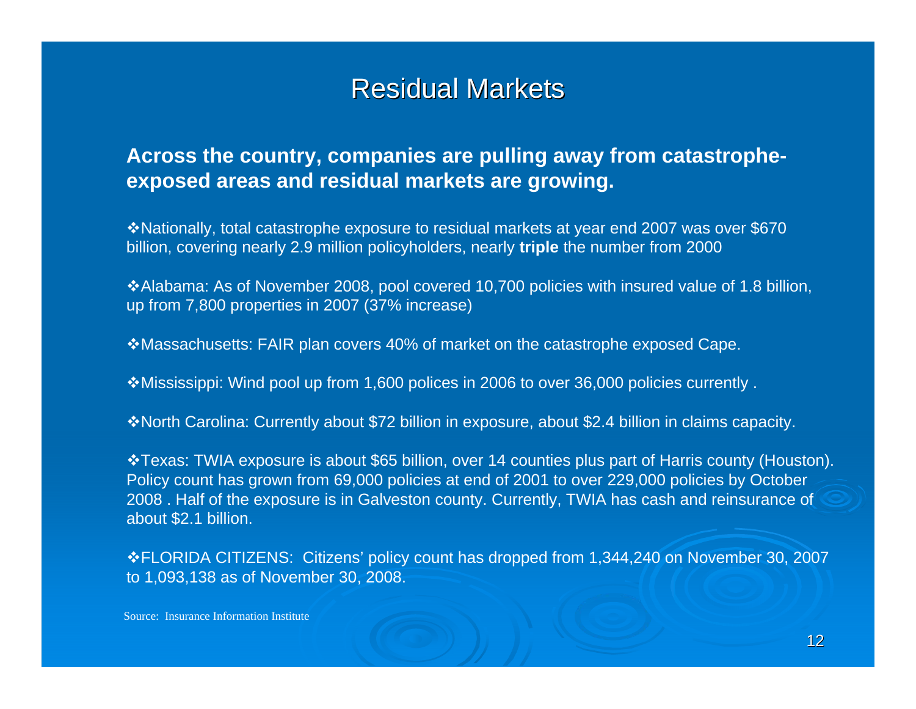# Residual Markets

**Across the country, companies are pulling away from catastrophe-exposed areas and residual markets are growing.**

❖Nationally, total catastrophe exposure to residual markets at year end 2007 was over $670 billion, covering nearly 2.9 million policyholders, nearly **triple** the number from 2000

❖Alabama: As of November 2008, pool covered 10,700 policies with insured value of 1.8 billion, up from 7,800 properties in 2007 (37% increase)

❖Massachusetts: FAIR plan covers 40% of market on the catastrophe exposed Cape.

❖Mississippi: Wind pool up from 1,600 polices in 2006 to over 36,000 policies currently .

❖North Carolina: Currently about $72 billion in exposure, about $2.4 billion in claims capacity.

❖Texas: TWIA exposure is about $65 billion, over 14 counties plus part of Harris county (Houston). Policy count has grown from 69,000 policies at end of 2001 to over 229,000 policies by October 2008 . Half of the exposure is in Galveston county. Currently, TWIA has cash and reinsurance of about $2.1 billion.

❖FLORIDA CITIZENS: Citizens' policy count has dropped from 1,344,240 on November 30, 2007 to 1,093,138 as of November 30, 2008.

Source: Insurance Information Institute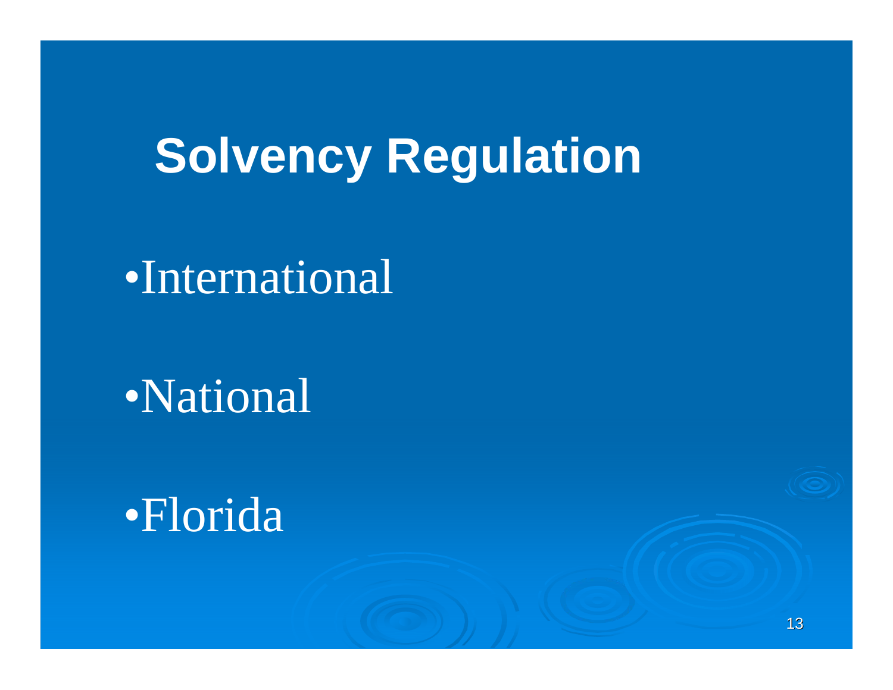# Solvency Regulation

- International
- National
- Florida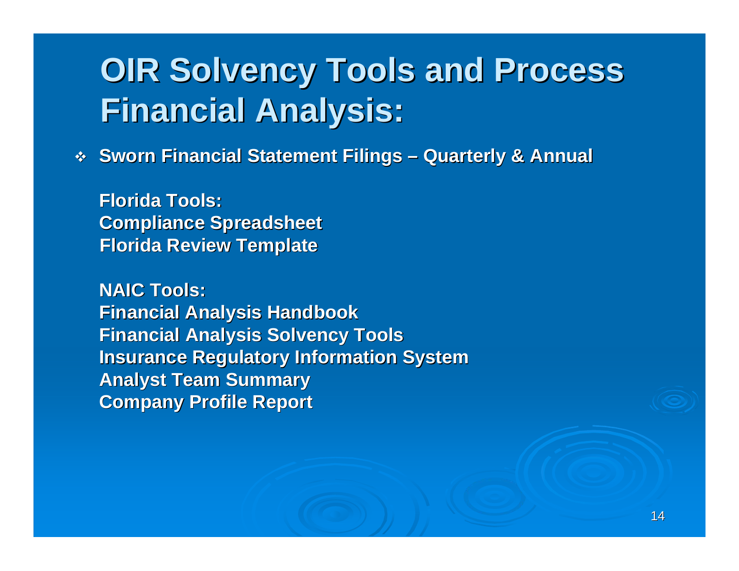# OIR Solvency Tools and Process Financial Analysis:

- **Sworn Financial Statement Filings – Quarterly & Annual**

**Florida Tools:**
**Compliance Spreadsheet**
**Florida Review Template**

**NAIC Tools:**
**Financial Analysis Handbook**
**Financial Analysis Solvency Tools**
**Insurance Regulatory Information System**
**Analyst Team Summary**
**Company Profile Report**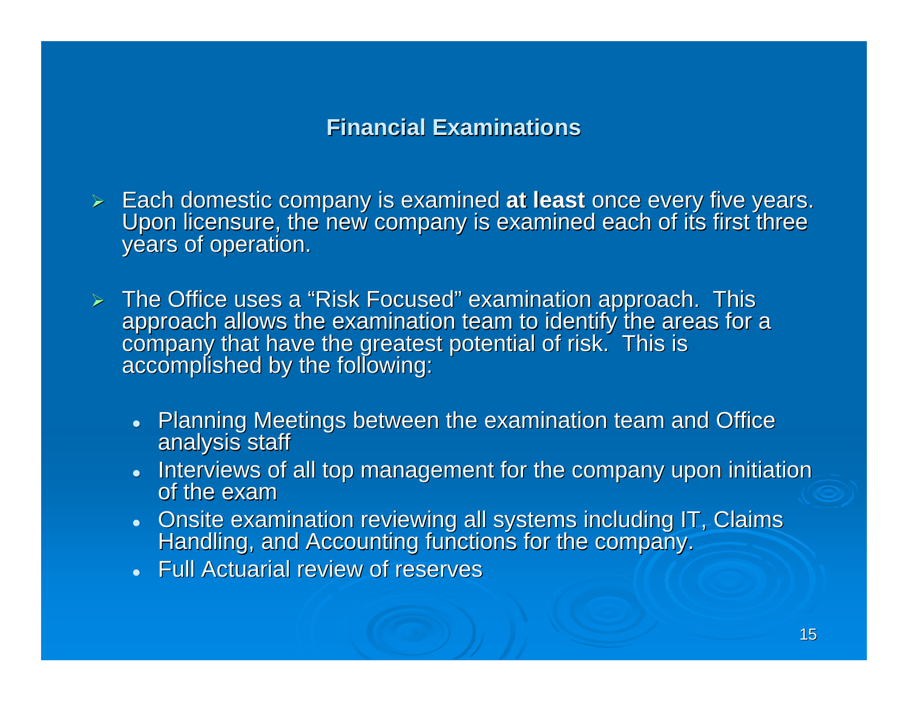## Financial Examinations

- Each domestic company is examined **at least** once every five years. Upon licensure, the new company is examined each of its first three years of operation.

- The Office uses a "Risk Focused" examination approach. This approach allows the examination team to identify the areas for a company that have the greatest potential of risk. This is accomplished by the following:

  - Planning Meetings between the examination team and Office analysis staff
  - Interviews of all top management for the company upon initiation of the exam
  - Onsite examination reviewing all systems including IT, Claims Handling, and Accounting functions for the company.
  - Full Actuarial review of reserves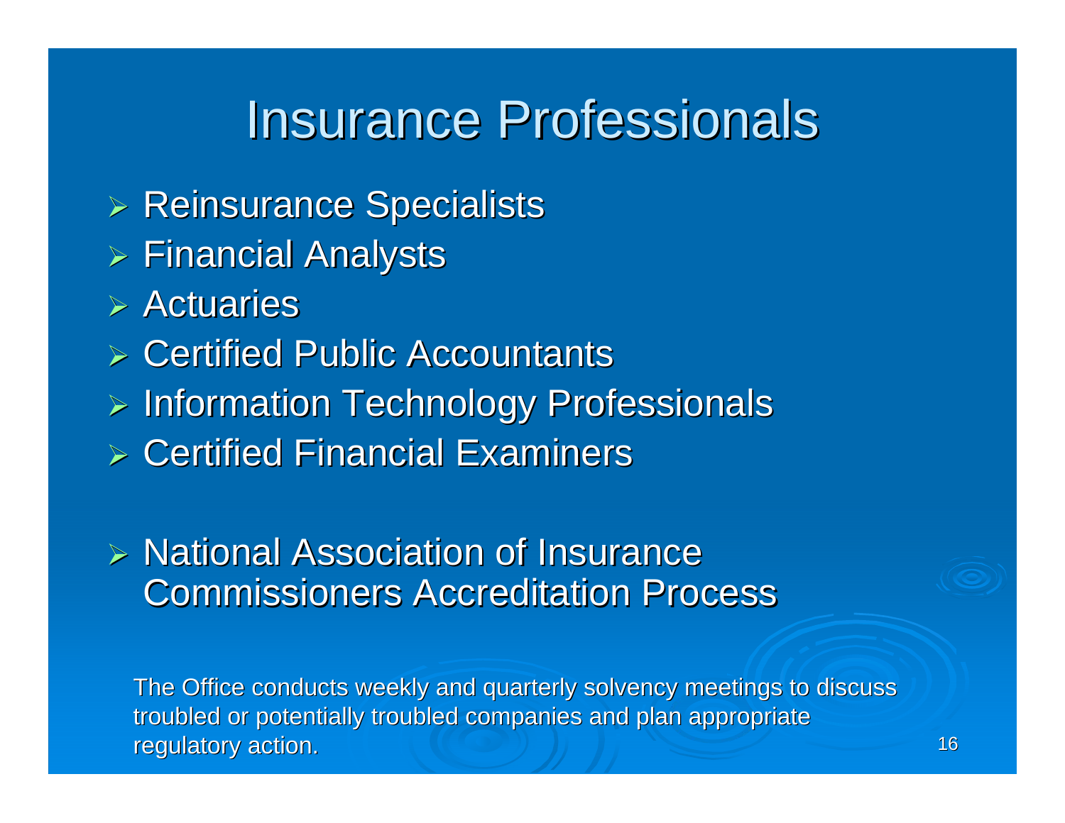# Insurance Professionals

- Reinsurance Specialists
- Financial Analysts
- Actuaries
- Certified Public Accountants
- Information Technology Professionals
- Certified Financial Examiners

- National Association of Insurance Commissioners Accreditation Process

The Office conducts weekly and quarterly solvency meetings to discuss troubled or potentially troubled companies and plan appropriate regulatory action.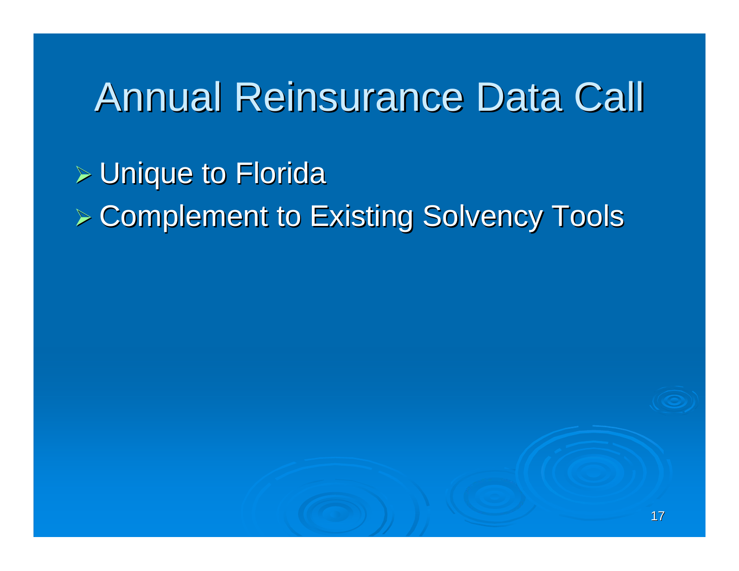# Annual Reinsurance Data Call

- Unique to Florida
- Complement to Existing Solvency Tools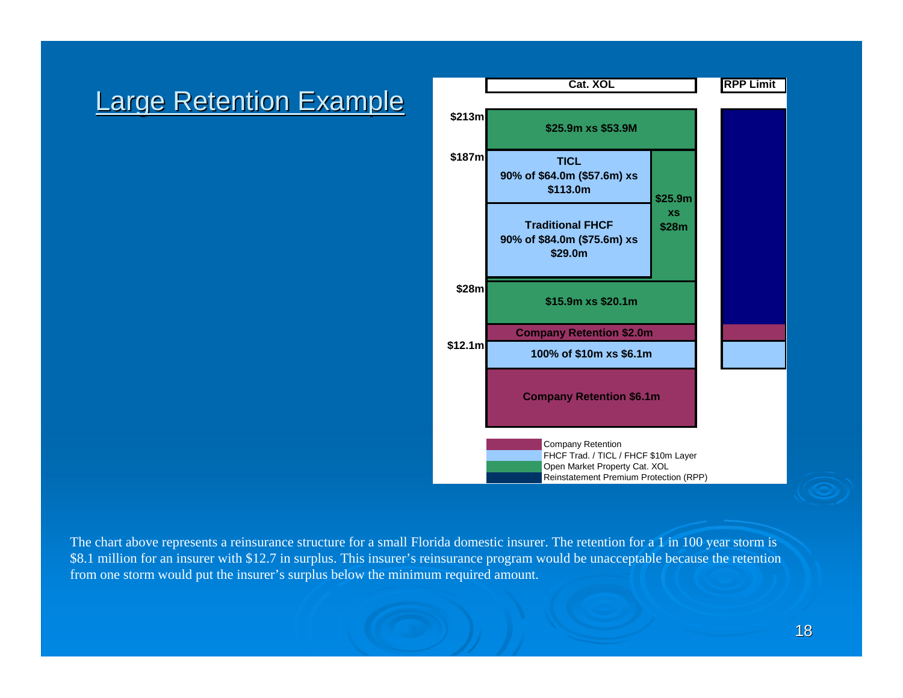# Large Retention Example

**Cat. XOL** | **RPP Limit**

- $213m
  - $25.9m xs $53.9M
- $187m
  - TICL 90% of $64.0m ($57.6m) xs $113.0m
  - Traditional FHCF 90% of $84.0m ($75.6m) xs $29.0m
  - $25.9m xs $28m
- $28m
  - $15.9m xs $20.1m
  - Company Retention $2.0m
- $12.1m
  - 100% of $10m xs $6.1m
  - Company Retention $6.1m

Legend:
- Company Retention
- FHCF Trad. / TICL / FHCF $10m Layer
- Open Market Property Cat. XOL
- Reinstatement Premium Protection (RPP)

The chart above represents a reinsurance structure for a small Florida domestic insurer. The retention for a 1 in 100 year storm is $8.1 million for an insurer with $12.7 in surplus. This insurer's reinsurance program would be unacceptable because the retention from one storm would put the insurer's surplus below the minimum required amount.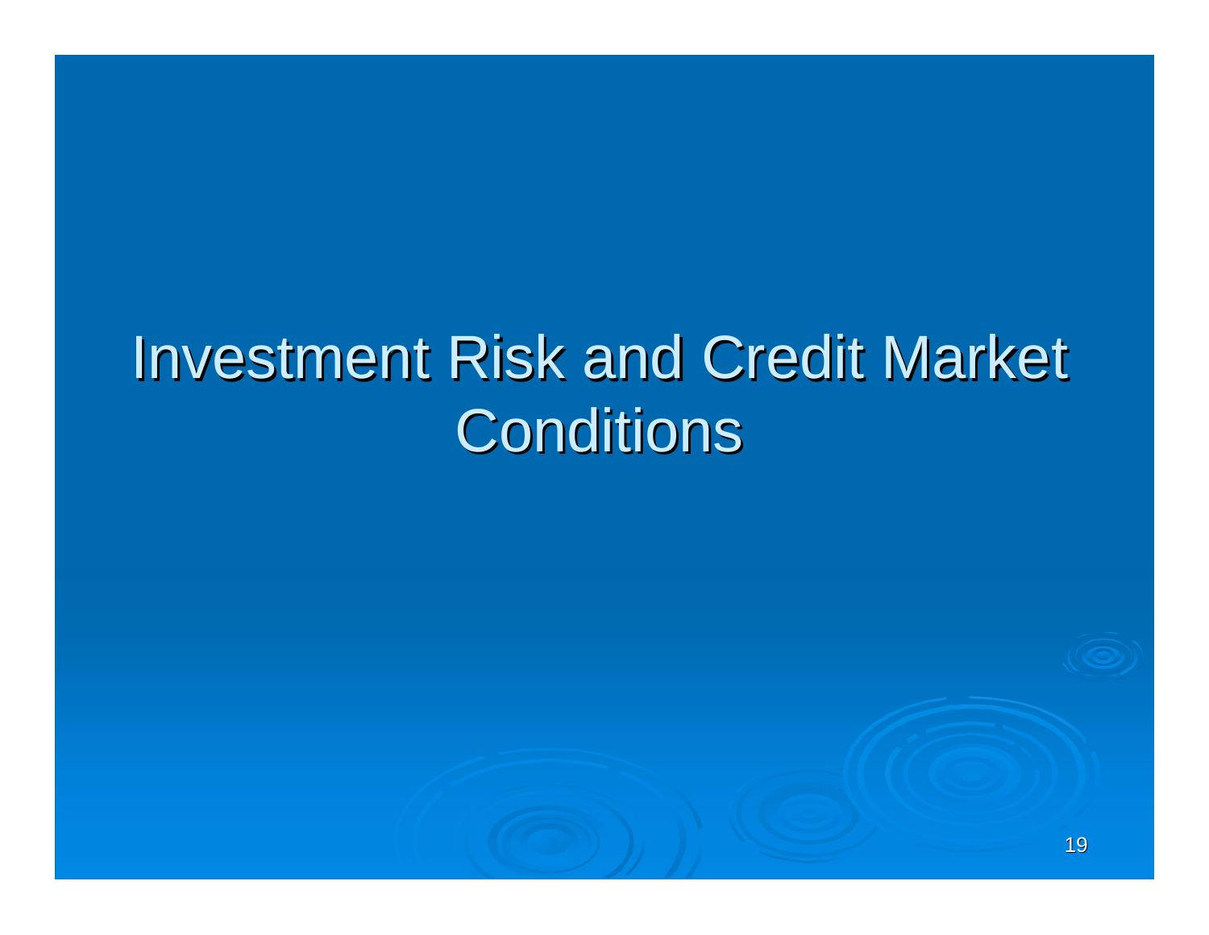# Investment Risk and Credit Market Conditions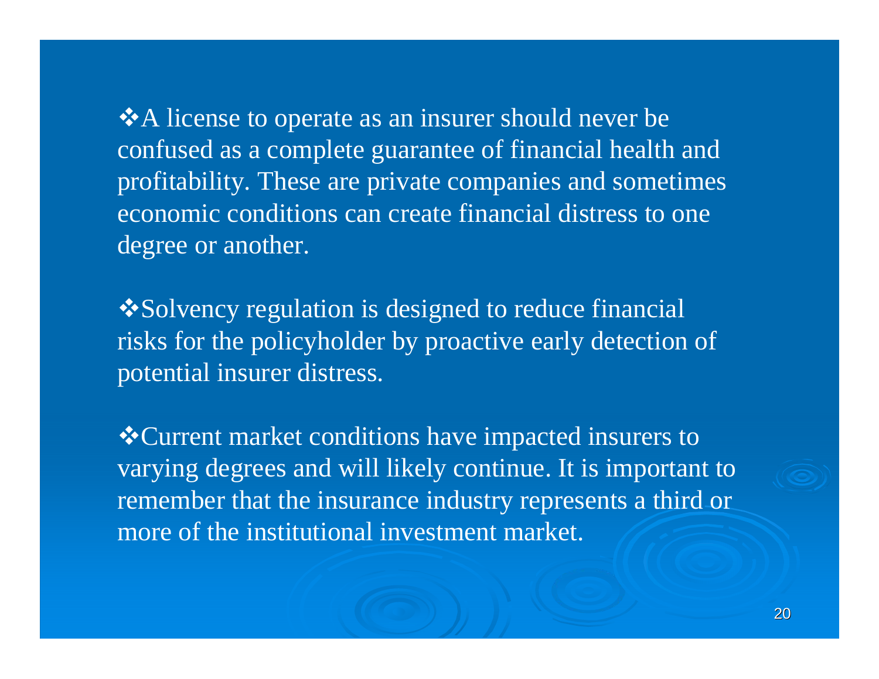- A license to operate as an insurer should never be confused as a complete guarantee of financial health and profitability. These are private companies and sometimes economic conditions can create financial distress to one degree or another.

- Solvency regulation is designed to reduce financial risks for the policyholder by proactive early detection of potential insurer distress.

- Current market conditions have impacted insurers to varying degrees and will likely continue. It is important to remember that the insurance industry represents a third or more of the institutional investment market.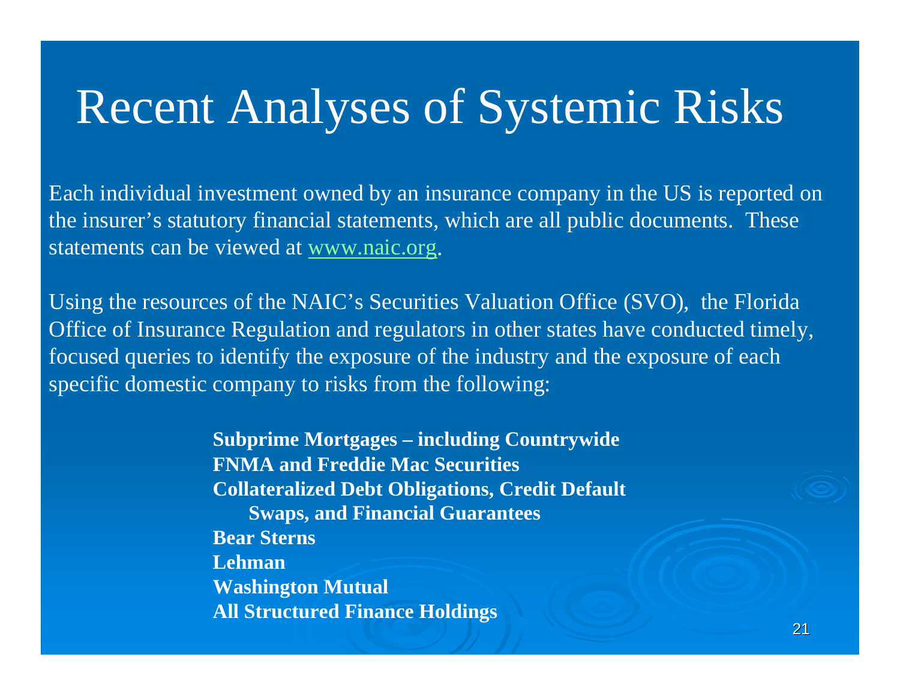# Recent Analyses of Systemic Risks

Each individual investment owned by an insurance company in the US is reported on the insurer's statutory financial statements, which are all public documents. These statements can be viewed at www.naic.org.

Using the resources of the NAIC's Securities Valuation Office (SVO), the Florida Office of Insurance Regulation and regulators in other states have conducted timely, focused queries to identify the exposure of the industry and the exposure of each specific domestic company to risks from the following:

**Subprime Mortgages – including Countrywide**
**FNMA and Freddie Mac Securities**
**Collateralized Debt Obligations, Credit Default Swaps, and Financial Guarantees**
**Bear Sterns**
**Lehman**
**Washington Mutual**
**All Structured Finance Holdings**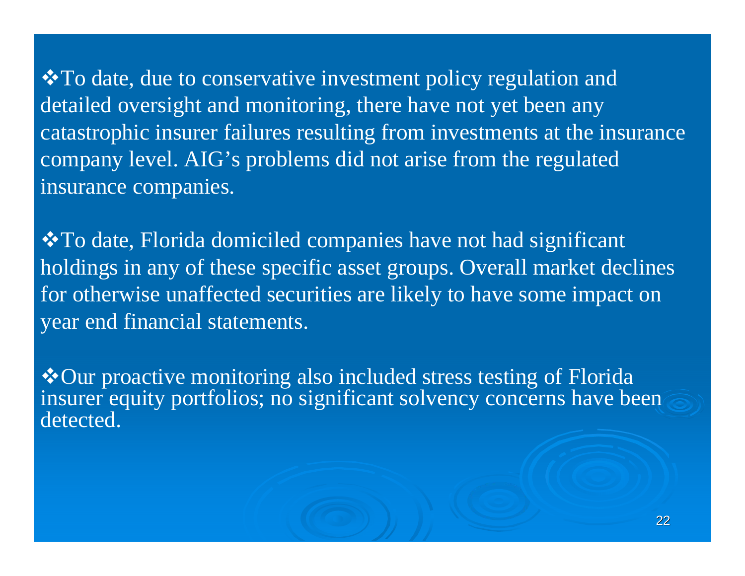- To date, due to conservative investment policy regulation and detailed oversight and monitoring, there have not yet been any catastrophic insurer failures resulting from investments at the insurance company level. AIG's problems did not arise from the regulated insurance companies.

- To date, Florida domiciled companies have not had significant holdings in any of these specific asset groups. Overall market declines for otherwise unaffected securities are likely to have some impact on year end financial statements.

- Our proactive monitoring also included stress testing of Florida insurer equity portfolios; no significant solvency concerns have been detected.